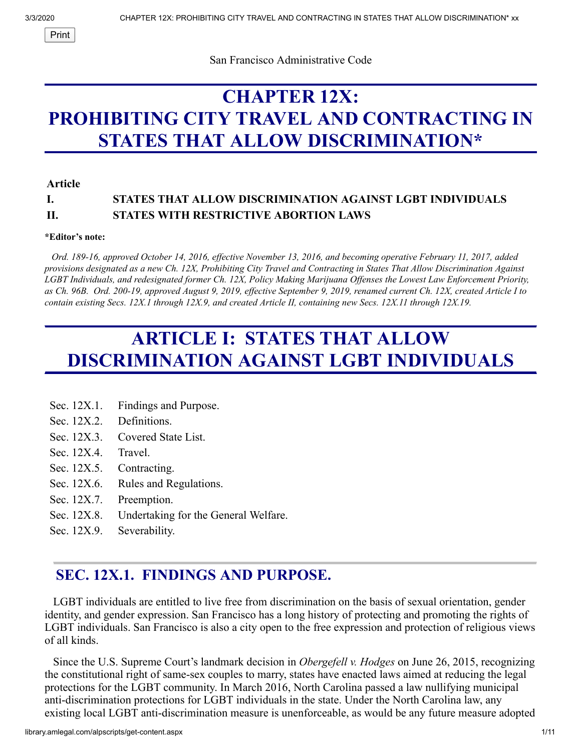San Francisco Administrative Code

# CHAPTER 12X: PROHIBITING CITY TRAVEL AND CONTRACTING IN STATES THAT ALLOW DISCRIMINATION*

**Article**

| | |
|---|---|
| **I.** | **STATES THAT ALLOW DISCRIMINATION AGAINST LGBT INDIVIDUALS** |
| **II.** | **STATES WITH RESTRICTIVE ABORTION LAWS** |

**\*Editor's note:**

*Ord. 189-16, approved October 14, 2016, effective November 13, 2016, and becoming operative February 11, 2017, added provisions designated as a new Ch. 12X, Prohibiting City Travel and Contracting in States That Allow Discrimination Against LGBT Individuals, and redesignated former Ch. 12X, Policy Making Marijuana Offenses the Lowest Law Enforcement Priority, as Ch. 96B. Ord. 200-19, approved August 9, 2019, effective September 9, 2019, renamed current Ch. 12X, created Article I to contain existing Secs. 12X.1 through 12X.9, and created Article II, containing new Secs. 12X.11 through 12X.19.*

# ARTICLE I: STATES THAT ALLOW DISCRIMINATION AGAINST LGBT INDIVIDUALS

| | |
|---|---|
| Sec. 12X.1. | Findings and Purpose. |
| Sec. 12X.2. | Definitions. |
| Sec. 12X.3. | Covered State List. |
| Sec. 12X.4. | Travel. |
| Sec. 12X.5. | Contracting. |
| Sec. 12X.6. | Rules and Regulations. |
| Sec. 12X.7. | Preemption. |
| Sec. 12X.8. | Undertaking for the General Welfare. |
| Sec. 12X.9. | Severability. |

## SEC. 12X.1. FINDINGS AND PURPOSE.

LGBT individuals are entitled to live free from discrimination on the basis of sexual orientation, gender identity, and gender expression. San Francisco has a long history of protecting and promoting the rights of LGBT individuals. San Francisco is also a city open to the free expression and protection of religious views of all kinds.

Since the U.S. Supreme Court's landmark decision in *Obergefell v. Hodges* on June 26, 2015, recognizing the constitutional right of same-sex couples to marry, states have enacted laws aimed at reducing the legal protections for the LGBT community. In March 2016, North Carolina passed a law nullifying municipal anti-discrimination protections for LGBT individuals in the state. Under the North Carolina law, any existing local LGBT anti-discrimination measure is unenforceable, as would be any future measure adopted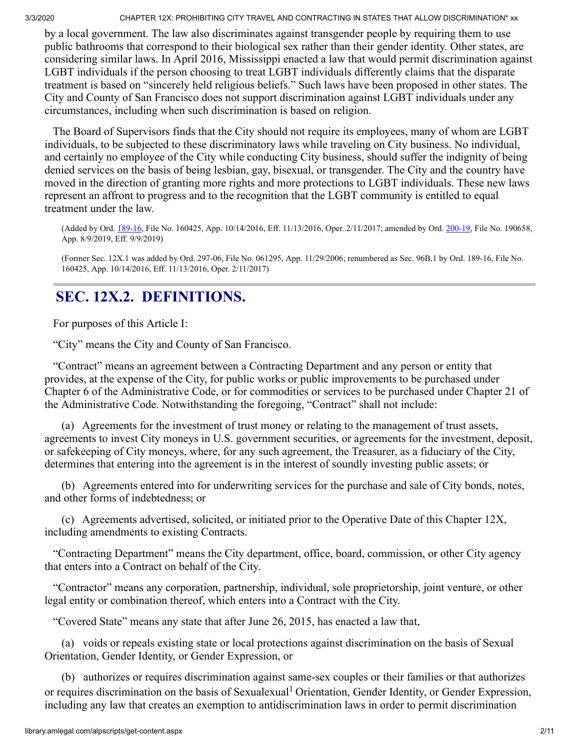by a local government. The law also discriminates against transgender people by requiring them to use public bathrooms that correspond to their biological sex rather than their gender identity. Other states, are considering similar laws. In April 2016, Mississippi enacted a law that would permit discrimination against LGBT individuals if the person choosing to treat LGBT individuals differently claims that the disparate treatment is based on "sincerely held religious beliefs." Such laws have been proposed in other states. The City and County of San Francisco does not support discrimination against LGBT individuals under any circumstances, including when such discrimination is based on religion.

The Board of Supervisors finds that the City should not require its employees, many of whom are LGBT individuals, to be subjected to these discriminatory laws while traveling on City business. No individual, and certainly no employee of the City while conducting City business, should suffer the indignity of being denied services on the basis of being lesbian, gay, bisexual, or transgender. The City and the country have moved in the direction of granting more rights and more protections to LGBT individuals. These new laws represent an affront to progress and to the recognition that the LGBT community is entitled to equal treatment under the law.

(Added by Ord. 189-16, File No. 160425, App. 10/14/2016, Eff. 11/13/2016, Oper. 2/11/2017; amended by Ord. 200-19, File No. 190658, App. 8/9/2019, Eff. 9/9/2019)

(Former Sec. 12X.1 was added by Ord. 297-06, File No. 061295, App. 11/29/2006; renumbered as Sec. 96B.1 by Ord. 189-16, File No. 160425, App. 10/14/2016, Eff. 11/13/2016, Oper. 2/11/2017)

## SEC. 12X.2. DEFINITIONS.

For purposes of this Article I:

"City" means the City and County of San Francisco.

"Contract" means an agreement between a Contracting Department and any person or entity that provides, at the expense of the City, for public works or public improvements to be purchased under Chapter 6 of the Administrative Code, or for commodities or services to be purchased under Chapter 21 of the Administrative Code. Notwithstanding the foregoing, "Contract" shall not include:

(a) Agreements for the investment of trust money or relating to the management of trust assets, agreements to invest City moneys in U.S. government securities, or agreements for the investment, deposit, or safekeeping of City moneys, where, for any such agreement, the Treasurer, as a fiduciary of the City, determines that entering into the agreement is in the interest of soundly investing public assets; or

(b) Agreements entered into for underwriting services for the purchase and sale of City bonds, notes, and other forms of indebtedness; or

(c) Agreements advertised, solicited, or initiated prior to the Operative Date of this Chapter 12X, including amendments to existing Contracts.

"Contracting Department" means the City department, office, board, commission, or other City agency that enters into a Contract on behalf of the City.

"Contractor" means any corporation, partnership, individual, sole proprietorship, joint venture, or other legal entity or combination thereof, which enters into a Contract with the City.

"Covered State" means any state that after June 26, 2015, has enacted a law that,

(a) voids or repeals existing state or local protections against discrimination on the basis of Sexual Orientation, Gender Identity, or Gender Expression, or

(b) authorizes or requires discrimination against same-sex couples or their families or that authorizes or requires discrimination on the basis of Sexualexual[1] Orientation, Gender Identity, or Gender Expression, including any law that creates an exemption to antidiscrimination laws in order to permit discrimination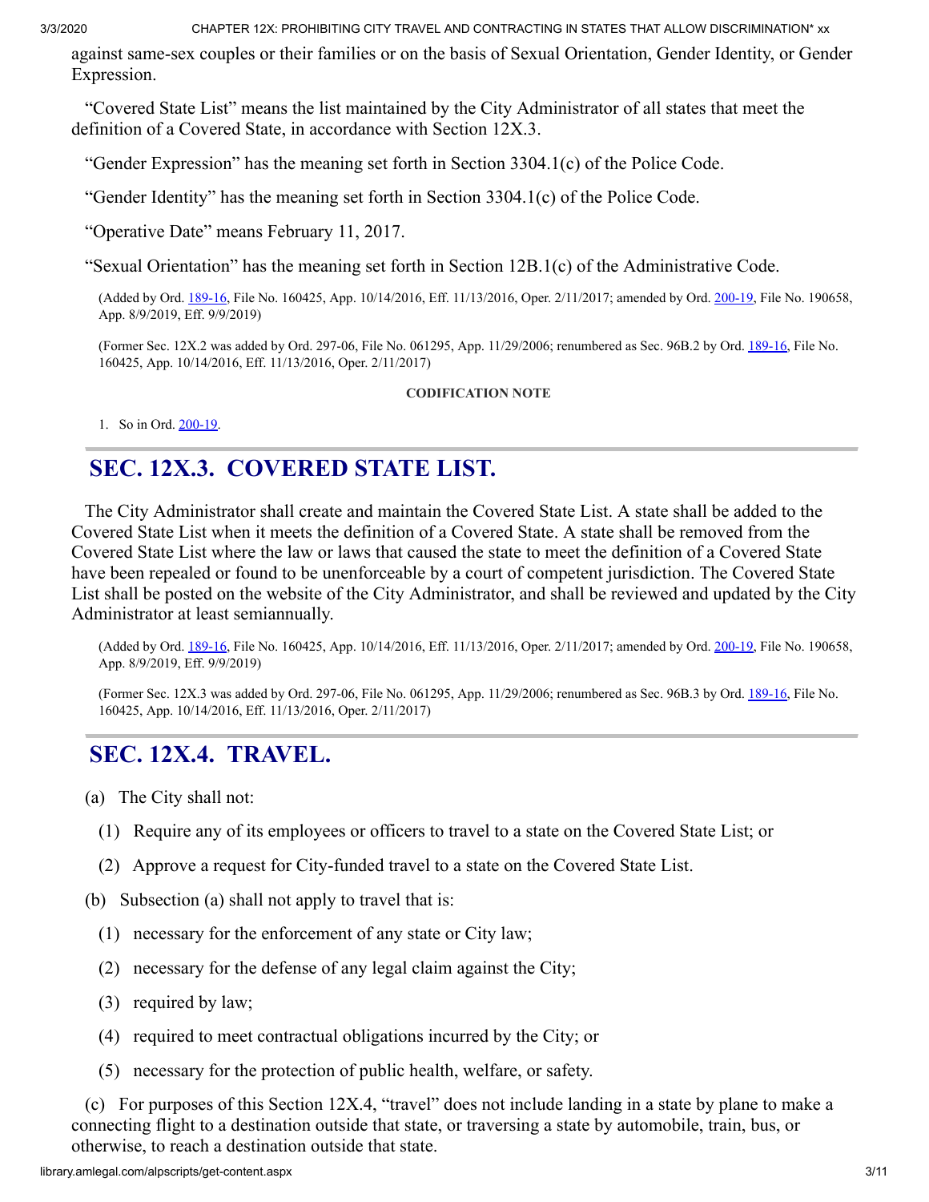against same-sex couples or their families or on the basis of Sexual Orientation, Gender Identity, or Gender Expression.

"Covered State List" means the list maintained by the City Administrator of all states that meet the definition of a Covered State, in accordance with Section 12X.3.

"Gender Expression" has the meaning set forth in Section 3304.1(c) of the Police Code.

"Gender Identity" has the meaning set forth in Section 3304.1(c) of the Police Code.

"Operative Date" means February 11, 2017.

"Sexual Orientation" has the meaning set forth in Section 12B.1(c) of the Administrative Code.

(Added by Ord. 189-16, File No. 160425, App. 10/14/2016, Eff. 11/13/2016, Oper. 2/11/2017; amended by Ord. 200-19, File No. 190658, App. 8/9/2019, Eff. 9/9/2019)

(Former Sec. 12X.2 was added by Ord. 297-06, File No. 061295, App. 11/29/2006; renumbered as Sec. 96B.2 by Ord. 189-16, File No. 160425, App. 10/14/2016, Eff. 11/13/2016, Oper. 2/11/2017)

**CODIFICATION NOTE**

1. So in Ord. 200-19.

## SEC. 12X.3. COVERED STATE LIST.

The City Administrator shall create and maintain the Covered State List. A state shall be added to the Covered State List when it meets the definition of a Covered State. A state shall be removed from the Covered State List where the law or laws that caused the state to meet the definition of a Covered State have been repealed or found to be unenforceable by a court of competent jurisdiction. The Covered State List shall be posted on the website of the City Administrator, and shall be reviewed and updated by the City Administrator at least semiannually.

(Added by Ord. 189-16, File No. 160425, App. 10/14/2016, Eff. 11/13/2016, Oper. 2/11/2017; amended by Ord. 200-19, File No. 190658, App. 8/9/2019, Eff. 9/9/2019)

(Former Sec. 12X.3 was added by Ord. 297-06, File No. 061295, App. 11/29/2006; renumbered as Sec. 96B.3 by Ord. 189-16, File No. 160425, App. 10/14/2016, Eff. 11/13/2016, Oper. 2/11/2017)

## SEC. 12X.4. TRAVEL.

(a) The City shall not:

(1) Require any of its employees or officers to travel to a state on the Covered State List; or

(2) Approve a request for City-funded travel to a state on the Covered State List.

(b) Subsection (a) shall not apply to travel that is:

(1) necessary for the enforcement of any state or City law;

(2) necessary for the defense of any legal claim against the City;

(3) required by law;

(4) required to meet contractual obligations incurred by the City; or

(5) necessary for the protection of public health, welfare, or safety.

(c) For purposes of this Section 12X.4, "travel" does not include landing in a state by plane to make a connecting flight to a destination outside that state, or traversing a state by automobile, train, bus, or otherwise, to reach a destination outside that state.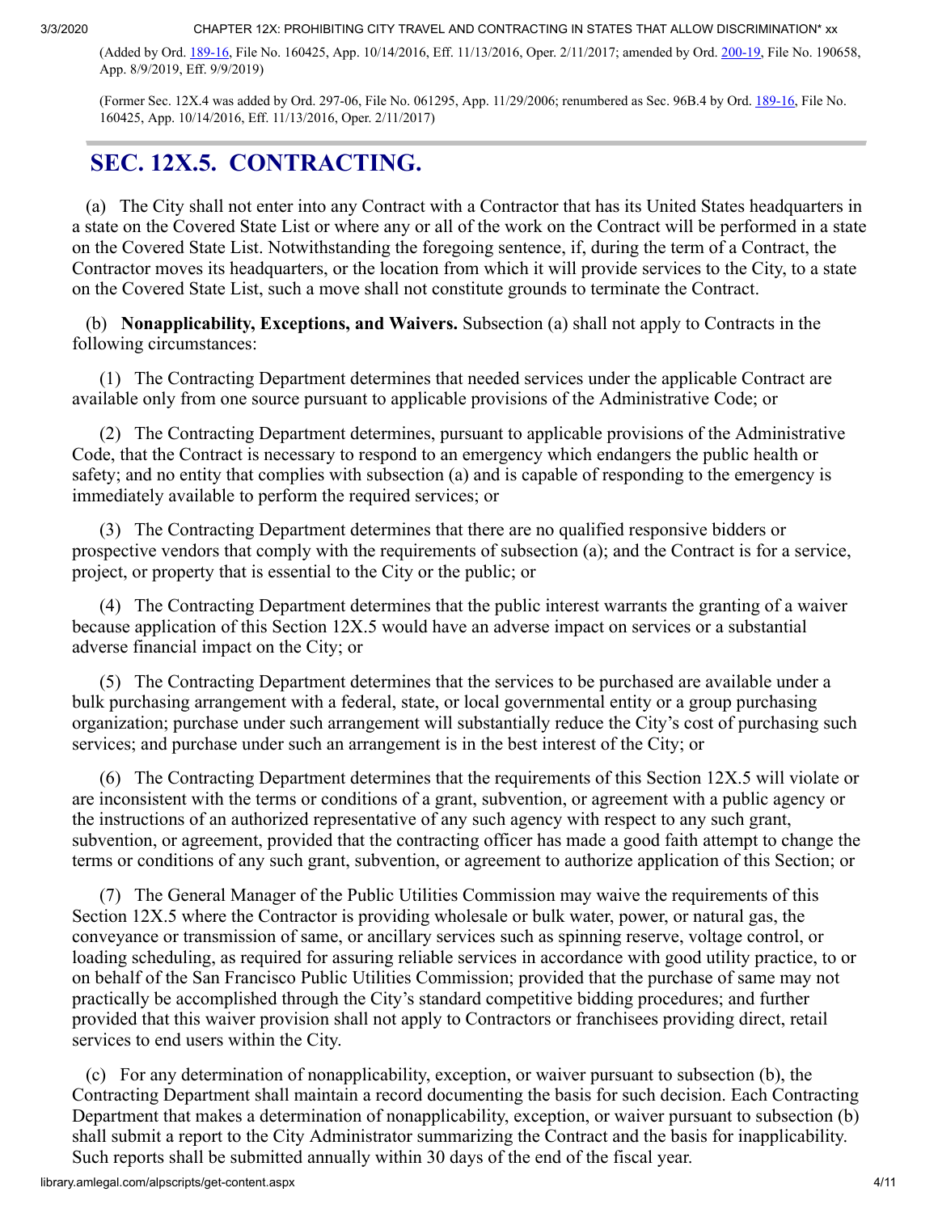(Added by Ord. 189-16, File No. 160425, App. 10/14/2016, Eff. 11/13/2016, Oper. 2/11/2017; amended by Ord. 200-19, File No. 190658, App. 8/9/2019, Eff. 9/9/2019)

(Former Sec. 12X.4 was added by Ord. 297-06, File No. 061295, App. 11/29/2006; renumbered as Sec. 96B.4 by Ord. 189-16, File No. 160425, App. 10/14/2016, Eff. 11/13/2016, Oper. 2/11/2017)

## SEC. 12X.5. CONTRACTING.

(a) The City shall not enter into any Contract with a Contractor that has its United States headquarters in a state on the Covered State List or where any or all of the work on the Contract will be performed in a state on the Covered State List. Notwithstanding the foregoing sentence, if, during the term of a Contract, the Contractor moves its headquarters, or the location from which it will provide services to the City, to a state on the Covered State List, such a move shall not constitute grounds to terminate the Contract.

(b) **Nonapplicability, Exceptions, and Waivers.** Subsection (a) shall not apply to Contracts in the following circumstances:

(1) The Contracting Department determines that needed services under the applicable Contract are available only from one source pursuant to applicable provisions of the Administrative Code; or

(2) The Contracting Department determines, pursuant to applicable provisions of the Administrative Code, that the Contract is necessary to respond to an emergency which endangers the public health or safety; and no entity that complies with subsection (a) and is capable of responding to the emergency is immediately available to perform the required services; or

(3) The Contracting Department determines that there are no qualified responsive bidders or prospective vendors that comply with the requirements of subsection (a); and the Contract is for a service, project, or property that is essential to the City or the public; or

(4) The Contracting Department determines that the public interest warrants the granting of a waiver because application of this Section 12X.5 would have an adverse impact on services or a substantial adverse financial impact on the City; or

(5) The Contracting Department determines that the services to be purchased are available under a bulk purchasing arrangement with a federal, state, or local governmental entity or a group purchasing organization; purchase under such arrangement will substantially reduce the City's cost of purchasing such services; and purchase under such an arrangement is in the best interest of the City; or

(6) The Contracting Department determines that the requirements of this Section 12X.5 will violate or are inconsistent with the terms or conditions of a grant, subvention, or agreement with a public agency or the instructions of an authorized representative of any such agency with respect to any such grant, subvention, or agreement, provided that the contracting officer has made a good faith attempt to change the terms or conditions of any such grant, subvention, or agreement to authorize application of this Section; or

(7) The General Manager of the Public Utilities Commission may waive the requirements of this Section 12X.5 where the Contractor is providing wholesale or bulk water, power, or natural gas, the conveyance or transmission of same, or ancillary services such as spinning reserve, voltage control, or loading scheduling, as required for assuring reliable services in accordance with good utility practice, to or on behalf of the San Francisco Public Utilities Commission; provided that the purchase of same may not practically be accomplished through the City's standard competitive bidding procedures; and further provided that this waiver provision shall not apply to Contractors or franchisees providing direct, retail services to end users within the City.

(c) For any determination of nonapplicability, exception, or waiver pursuant to subsection (b), the Contracting Department shall maintain a record documenting the basis for such decision. Each Contracting Department that makes a determination of nonapplicability, exception, or waiver pursuant to subsection (b) shall submit a report to the City Administrator summarizing the Contract and the basis for inapplicability. Such reports shall be submitted annually within 30 days of the end of the fiscal year.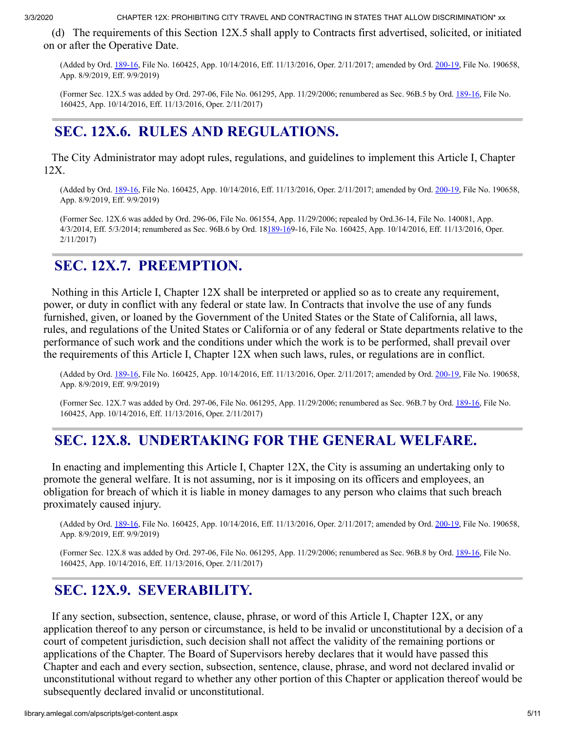(d) The requirements of this Section 12X.5 shall apply to Contracts first advertised, solicited, or initiated on or after the Operative Date.

(Added by Ord. 189-16, File No. 160425, App. 10/14/2016, Eff. 11/13/2016, Oper. 2/11/2017; amended by Ord. 200-19, File No. 190658, App. 8/9/2019, Eff. 9/9/2019)

(Former Sec. 12X.5 was added by Ord. 297-06, File No. 061295, App. 11/29/2006; renumbered as Sec. 96B.5 by Ord. 189-16, File No. 160425, App. 10/14/2016, Eff. 11/13/2016, Oper. 2/11/2017)

## SEC. 12X.6. RULES AND REGULATIONS.

The City Administrator may adopt rules, regulations, and guidelines to implement this Article I, Chapter 12X.

(Added by Ord. 189-16, File No. 160425, App. 10/14/2016, Eff. 11/13/2016, Oper. 2/11/2017; amended by Ord. 200-19, File No. 190658, App. 8/9/2019, Eff. 9/9/2019)

(Former Sec. 12X.6 was added by Ord. 296-06, File No. 061554, App. 11/29/2006; repealed by Ord.36-14, File No. 140081, App. 4/3/2014, Eff. 5/3/2014; renumbered as Sec. 96B.6 by Ord. 18189-169-16, File No. 160425, App. 10/14/2016, Eff. 11/13/2016, Oper. 2/11/2017)

## SEC. 12X.7. PREEMPTION.

Nothing in this Article I, Chapter 12X shall be interpreted or applied so as to create any requirement, power, or duty in conflict with any federal or state law. In Contracts that involve the use of any funds furnished, given, or loaned by the Government of the United States or the State of California, all laws, rules, and regulations of the United States or California or of any federal or State departments relative to the performance of such work and the conditions under which the work is to be performed, shall prevail over the requirements of this Article I, Chapter 12X when such laws, rules, or regulations are in conflict.

(Added by Ord. 189-16, File No. 160425, App. 10/14/2016, Eff. 11/13/2016, Oper. 2/11/2017; amended by Ord. 200-19, File No. 190658, App. 8/9/2019, Eff. 9/9/2019)

(Former Sec. 12X.7 was added by Ord. 297-06, File No. 061295, App. 11/29/2006; renumbered as Sec. 96B.7 by Ord. 189-16, File No. 160425, App. 10/14/2016, Eff. 11/13/2016, Oper. 2/11/2017)

## SEC. 12X.8. UNDERTAKING FOR THE GENERAL WELFARE.

In enacting and implementing this Article I, Chapter 12X, the City is assuming an undertaking only to promote the general welfare. It is not assuming, nor is it imposing on its officers and employees, an obligation for breach of which it is liable in money damages to any person who claims that such breach proximately caused injury.

(Added by Ord. 189-16, File No. 160425, App. 10/14/2016, Eff. 11/13/2016, Oper. 2/11/2017; amended by Ord. 200-19, File No. 190658, App. 8/9/2019, Eff. 9/9/2019)

(Former Sec. 12X.8 was added by Ord. 297-06, File No. 061295, App. 11/29/2006; renumbered as Sec. 96B.8 by Ord. 189-16, File No. 160425, App. 10/14/2016, Eff. 11/13/2016, Oper. 2/11/2017)

## SEC. 12X.9. SEVERABILITY.

If any section, subsection, sentence, clause, phrase, or word of this Article I, Chapter 12X, or any application thereof to any person or circumstance, is held to be invalid or unconstitutional by a decision of a court of competent jurisdiction, such decision shall not affect the validity of the remaining portions or applications of the Chapter. The Board of Supervisors hereby declares that it would have passed this Chapter and each and every section, subsection, sentence, clause, phrase, and word not declared invalid or unconstitutional without regard to whether any other portion of this Chapter or application thereof would be subsequently declared invalid or unconstitutional.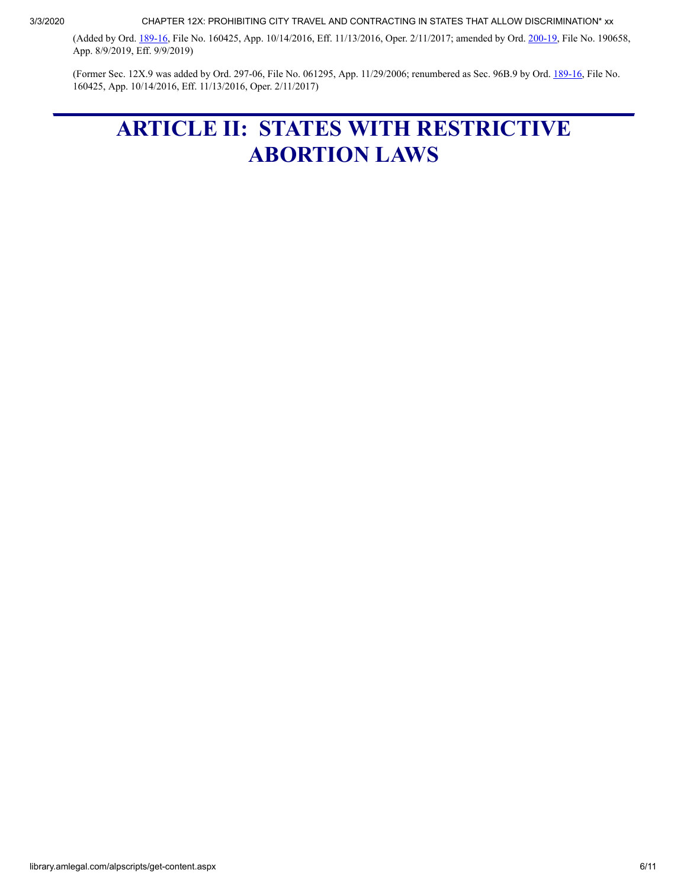(Added by Ord. 189-16, File No. 160425, App. 10/14/2016, Eff. 11/13/2016, Oper. 2/11/2017; amended by Ord. 200-19, File No. 190658, App. 8/9/2019, Eff. 9/9/2019)

(Former Sec. 12X.9 was added by Ord. 297-06, File No. 061295, App. 11/29/2006; renumbered as Sec. 96B.9 by Ord. 189-16, File No. 160425, App. 10/14/2016, Eff. 11/13/2016, Oper. 2/11/2017)

# ARTICLE II: STATES WITH RESTRICTIVE ABORTION LAWS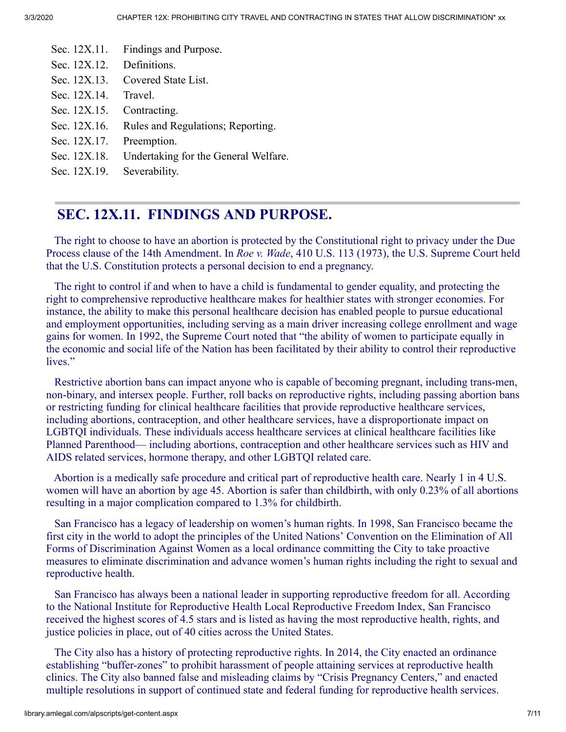Sec. 12X.11. Findings and Purpose.
Sec. 12X.12. Definitions.
Sec. 12X.13. Covered State List.
Sec. 12X.14. Travel.
Sec. 12X.15. Contracting.
Sec. 12X.16. Rules and Regulations; Reporting.
Sec. 12X.17. Preemption.
Sec. 12X.18. Undertaking for the General Welfare.
Sec. 12X.19. Severability.

## SEC. 12X.11. FINDINGS AND PURPOSE.

The right to choose to have an abortion is protected by the Constitutional right to privacy under the Due Process clause of the 14th Amendment. In *Roe v. Wade*, 410 U.S. 113 (1973), the U.S. Supreme Court held that the U.S. Constitution protects a personal decision to end a pregnancy.

The right to control if and when to have a child is fundamental to gender equality, and protecting the right to comprehensive reproductive healthcare makes for healthier states with stronger economies. For instance, the ability to make this personal healthcare decision has enabled people to pursue educational and employment opportunities, including serving as a main driver increasing college enrollment and wage gains for women. In 1992, the Supreme Court noted that "the ability of women to participate equally in the economic and social life of the Nation has been facilitated by their ability to control their reproductive lives."

Restrictive abortion bans can impact anyone who is capable of becoming pregnant, including trans-men, non-binary, and intersex people. Further, roll backs on reproductive rights, including passing abortion bans or restricting funding for clinical healthcare facilities that provide reproductive healthcare services, including abortions, contraception, and other healthcare services, have a disproportionate impact on LGBTQI individuals. These individuals access healthcare services at clinical healthcare facilities like Planned Parenthood— including abortions, contraception and other healthcare services such as HIV and AIDS related services, hormone therapy, and other LGBTQI related care.

Abortion is a medically safe procedure and critical part of reproductive health care. Nearly 1 in 4 U.S. women will have an abortion by age 45. Abortion is safer than childbirth, with only 0.23% of all abortions resulting in a major complication compared to 1.3% for childbirth.

San Francisco has a legacy of leadership on women's human rights. In 1998, San Francisco became the first city in the world to adopt the principles of the United Nations' Convention on the Elimination of All Forms of Discrimination Against Women as a local ordinance committing the City to take proactive measures to eliminate discrimination and advance women's human rights including the right to sexual and reproductive health.

San Francisco has always been a national leader in supporting reproductive freedom for all. According to the National Institute for Reproductive Health Local Reproductive Freedom Index, San Francisco received the highest scores of 4.5 stars and is listed as having the most reproductive health, rights, and justice policies in place, out of 40 cities across the United States.

The City also has a history of protecting reproductive rights. In 2014, the City enacted an ordinance establishing "buffer-zones" to prohibit harassment of people attaining services at reproductive health clinics. The City also banned false and misleading claims by "Crisis Pregnancy Centers," and enacted multiple resolutions in support of continued state and federal funding for reproductive health services.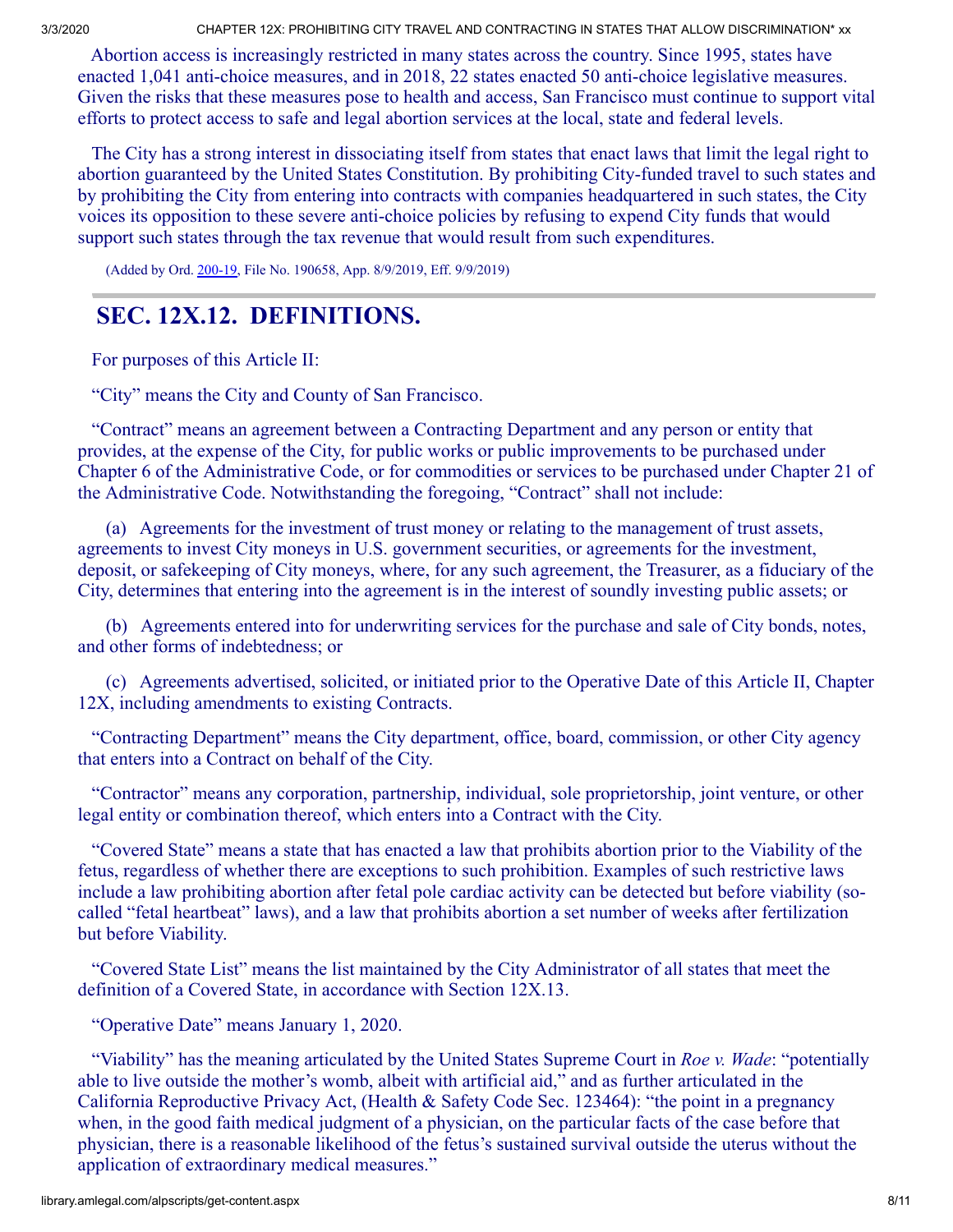Abortion access is increasingly restricted in many states across the country. Since 1995, states have enacted 1,041 anti-choice measures, and in 2018, 22 states enacted 50 anti-choice legislative measures. Given the risks that these measures pose to health and access, San Francisco must continue to support vital efforts to protect access to safe and legal abortion services at the local, state and federal levels.

The City has a strong interest in dissociating itself from states that enact laws that limit the legal right to abortion guaranteed by the United States Constitution. By prohibiting City-funded travel to such states and by prohibiting the City from entering into contracts with companies headquartered in such states, the City voices its opposition to these severe anti-choice policies by refusing to expend City funds that would support such states through the tax revenue that would result from such expenditures.

(Added by Ord. 200-19, File No. 190658, App. 8/9/2019, Eff. 9/9/2019)

## SEC. 12X.12. DEFINITIONS.

For purposes of this Article II:

"City" means the City and County of San Francisco.

"Contract" means an agreement between a Contracting Department and any person or entity that provides, at the expense of the City, for public works or public improvements to be purchased under Chapter 6 of the Administrative Code, or for commodities or services to be purchased under Chapter 21 of the Administrative Code. Notwithstanding the foregoing, "Contract" shall not include:

(a) Agreements for the investment of trust money or relating to the management of trust assets, agreements to invest City moneys in U.S. government securities, or agreements for the investment, deposit, or safekeeping of City moneys, where, for any such agreement, the Treasurer, as a fiduciary of the City, determines that entering into the agreement is in the interest of soundly investing public assets; or

(b) Agreements entered into for underwriting services for the purchase and sale of City bonds, notes, and other forms of indebtedness; or

(c) Agreements advertised, solicited, or initiated prior to the Operative Date of this Article II, Chapter 12X, including amendments to existing Contracts.

"Contracting Department" means the City department, office, board, commission, or other City agency that enters into a Contract on behalf of the City.

"Contractor" means any corporation, partnership, individual, sole proprietorship, joint venture, or other legal entity or combination thereof, which enters into a Contract with the City.

"Covered State" means a state that has enacted a law that prohibits abortion prior to the Viability of the fetus, regardless of whether there are exceptions to such prohibition. Examples of such restrictive laws include a law prohibiting abortion after fetal pole cardiac activity can be detected but before viability (so-called "fetal heartbeat" laws), and a law that prohibits abortion a set number of weeks after fertilization but before Viability.

"Covered State List" means the list maintained by the City Administrator of all states that meet the definition of a Covered State, in accordance with Section 12X.13.

"Operative Date" means January 1, 2020.

"Viability" has the meaning articulated by the United States Supreme Court in *Roe v. Wade*: "potentially able to live outside the mother's womb, albeit with artificial aid," and as further articulated in the California Reproductive Privacy Act, (Health & Safety Code Sec. 123464): "the point in a pregnancy when, in the good faith medical judgment of a physician, on the particular facts of the case before that physician, there is a reasonable likelihood of the fetus's sustained survival outside the uterus without the application of extraordinary medical measures."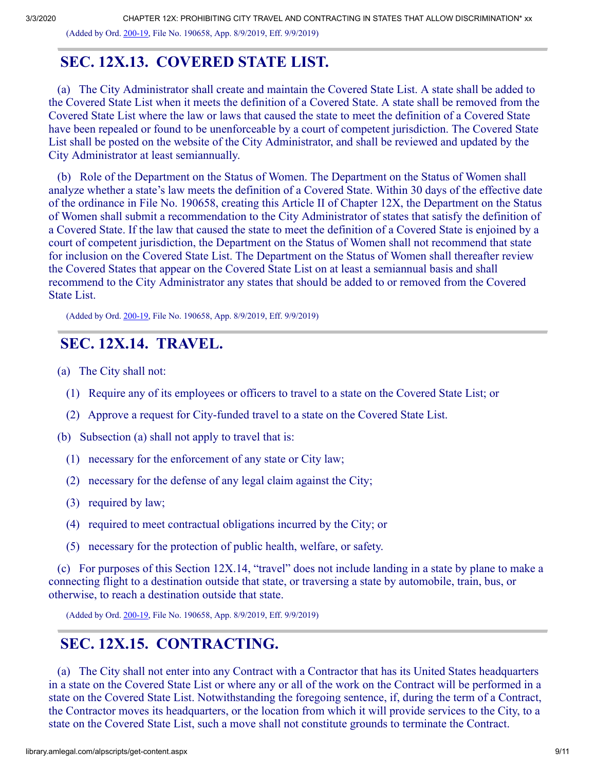(Added by Ord. 200-19, File No. 190658, App. 8/9/2019, Eff. 9/9/2019)

## SEC. 12X.13. COVERED STATE LIST.

(a) The City Administrator shall create and maintain the Covered State List. A state shall be added to the Covered State List when it meets the definition of a Covered State. A state shall be removed from the Covered State List where the law or laws that caused the state to meet the definition of a Covered State have been repealed or found to be unenforceable by a court of competent jurisdiction. The Covered State List shall be posted on the website of the City Administrator, and shall be reviewed and updated by the City Administrator at least semiannually.

(b) Role of the Department on the Status of Women. The Department on the Status of Women shall analyze whether a state's law meets the definition of a Covered State. Within 30 days of the effective date of the ordinance in File No. 190658, creating this Article II of Chapter 12X, the Department on the Status of Women shall submit a recommendation to the City Administrator of states that satisfy the definition of a Covered State. If the law that caused the state to meet the definition of a Covered State is enjoined by a court of competent jurisdiction, the Department on the Status of Women shall not recommend that state for inclusion on the Covered State List. The Department on the Status of Women shall thereafter review the Covered States that appear on the Covered State List on at least a semiannual basis and shall recommend to the City Administrator any states that should be added to or removed from the Covered State List.

(Added by Ord. 200-19, File No. 190658, App. 8/9/2019, Eff. 9/9/2019)

## SEC. 12X.14. TRAVEL.

(a) The City shall not:

(1) Require any of its employees or officers to travel to a state on the Covered State List; or

(2) Approve a request for City-funded travel to a state on the Covered State List.

(b) Subsection (a) shall not apply to travel that is:

(1) necessary for the enforcement of any state or City law;

(2) necessary for the defense of any legal claim against the City;

(3) required by law;

(4) required to meet contractual obligations incurred by the City; or

(5) necessary for the protection of public health, welfare, or safety.

(c) For purposes of this Section 12X.14, "travel" does not include landing in a state by plane to make a connecting flight to a destination outside that state, or traversing a state by automobile, train, bus, or otherwise, to reach a destination outside that state.

(Added by Ord. 200-19, File No. 190658, App. 8/9/2019, Eff. 9/9/2019)

## SEC. 12X.15. CONTRACTING.

(a) The City shall not enter into any Contract with a Contractor that has its United States headquarters in a state on the Covered State List or where any or all of the work on the Contract will be performed in a state on the Covered State List. Notwithstanding the foregoing sentence, if, during the term of a Contract, the Contractor moves its headquarters, or the location from which it will provide services to the City, to a state on the Covered State List, such a move shall not constitute grounds to terminate the Contract.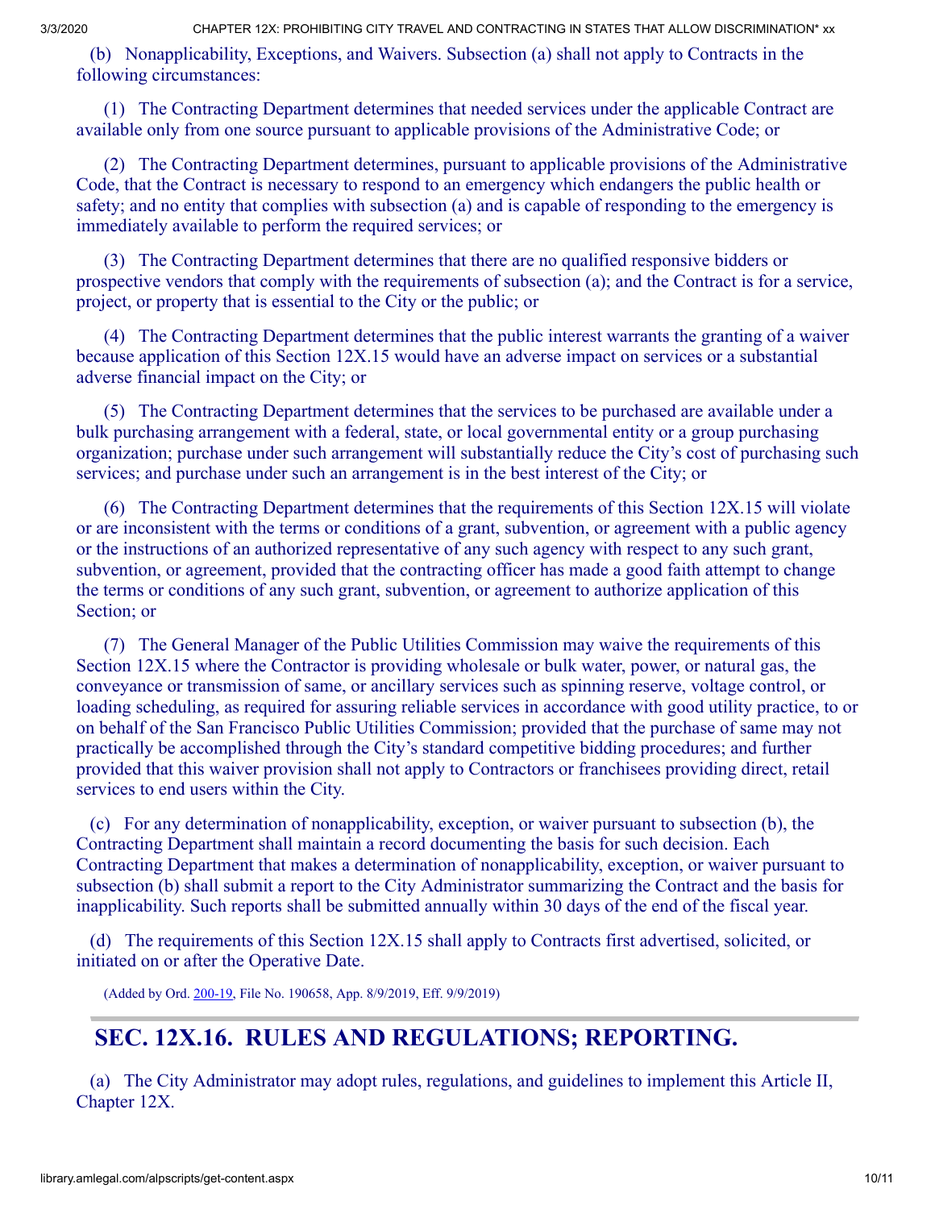(b) Nonapplicability, Exceptions, and Waivers. Subsection (a) shall not apply to Contracts in the following circumstances:

(1) The Contracting Department determines that needed services under the applicable Contract are available only from one source pursuant to applicable provisions of the Administrative Code; or

(2) The Contracting Department determines, pursuant to applicable provisions of the Administrative Code, that the Contract is necessary to respond to an emergency which endangers the public health or safety; and no entity that complies with subsection (a) and is capable of responding to the emergency is immediately available to perform the required services; or

(3) The Contracting Department determines that there are no qualified responsive bidders or prospective vendors that comply with the requirements of subsection (a); and the Contract is for a service, project, or property that is essential to the City or the public; or

(4) The Contracting Department determines that the public interest warrants the granting of a waiver because application of this Section 12X.15 would have an adverse impact on services or a substantial adverse financial impact on the City; or

(5) The Contracting Department determines that the services to be purchased are available under a bulk purchasing arrangement with a federal, state, or local governmental entity or a group purchasing organization; purchase under such arrangement will substantially reduce the City's cost of purchasing such services; and purchase under such an arrangement is in the best interest of the City; or

(6) The Contracting Department determines that the requirements of this Section 12X.15 will violate or are inconsistent with the terms or conditions of a grant, subvention, or agreement with a public agency or the instructions of an authorized representative of any such agency with respect to any such grant, subvention, or agreement, provided that the contracting officer has made a good faith attempt to change the terms or conditions of any such grant, subvention, or agreement to authorize application of this Section; or

(7) The General Manager of the Public Utilities Commission may waive the requirements of this Section 12X.15 where the Contractor is providing wholesale or bulk water, power, or natural gas, the conveyance or transmission of same, or ancillary services such as spinning reserve, voltage control, or loading scheduling, as required for assuring reliable services in accordance with good utility practice, to or on behalf of the San Francisco Public Utilities Commission; provided that the purchase of same may not practically be accomplished through the City's standard competitive bidding procedures; and further provided that this waiver provision shall not apply to Contractors or franchisees providing direct, retail services to end users within the City.

(c) For any determination of nonapplicability, exception, or waiver pursuant to subsection (b), the Contracting Department shall maintain a record documenting the basis for such decision. Each Contracting Department that makes a determination of nonapplicability, exception, or waiver pursuant to subsection (b) shall submit a report to the City Administrator summarizing the Contract and the basis for inapplicability. Such reports shall be submitted annually within 30 days of the end of the fiscal year.

(d) The requirements of this Section 12X.15 shall apply to Contracts first advertised, solicited, or initiated on or after the Operative Date.

(Added by Ord. 200-19, File No. 190658, App. 8/9/2019, Eff. 9/9/2019)

## SEC. 12X.16. RULES AND REGULATIONS; REPORTING.

(a) The City Administrator may adopt rules, regulations, and guidelines to implement this Article II, Chapter 12X.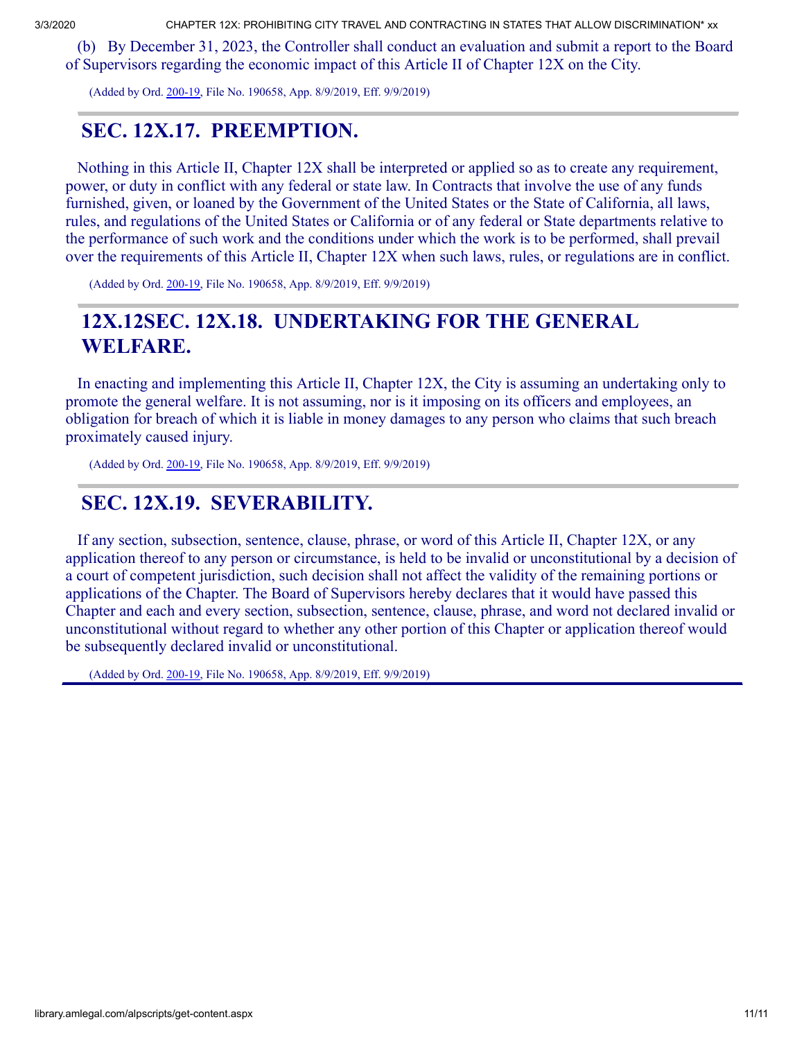(b) By December 31, 2023, the Controller shall conduct an evaluation and submit a report to the Board of Supervisors regarding the economic impact of this Article II of Chapter 12X on the City.

(Added by Ord. 200-19, File No. 190658, App. 8/9/2019, Eff. 9/9/2019)

## SEC. 12X.17. PREEMPTION.

Nothing in this Article II, Chapter 12X shall be interpreted or applied so as to create any requirement, power, or duty in conflict with any federal or state law. In Contracts that involve the use of any funds furnished, given, or loaned by the Government of the United States or the State of California, all laws, rules, and regulations of the United States or California or of any federal or State departments relative to the performance of such work and the conditions under which the work is to be performed, shall prevail over the requirements of this Article II, Chapter 12X when such laws, rules, or regulations are in conflict.

(Added by Ord. 200-19, File No. 190658, App. 8/9/2019, Eff. 9/9/2019)

## 12X.12SEC. 12X.18. UNDERTAKING FOR THE GENERAL WELFARE.

In enacting and implementing this Article II, Chapter 12X, the City is assuming an undertaking only to promote the general welfare. It is not assuming, nor is it imposing on its officers and employees, an obligation for breach of which it is liable in money damages to any person who claims that such breach proximately caused injury.

(Added by Ord. 200-19, File No. 190658, App. 8/9/2019, Eff. 9/9/2019)

## SEC. 12X.19. SEVERABILITY.

If any section, subsection, sentence, clause, phrase, or word of this Article II, Chapter 12X, or any application thereof to any person or circumstance, is held to be invalid or unconstitutional by a decision of a court of competent jurisdiction, such decision shall not affect the validity of the remaining portions or applications of the Chapter. The Board of Supervisors hereby declares that it would have passed this Chapter and each and every section, subsection, sentence, clause, phrase, and word not declared invalid or unconstitutional without regard to whether any other portion of this Chapter or application thereof would be subsequently declared invalid or unconstitutional.

(Added by Ord. 200-19, File No. 190658, App. 8/9/2019, Eff. 9/9/2019)